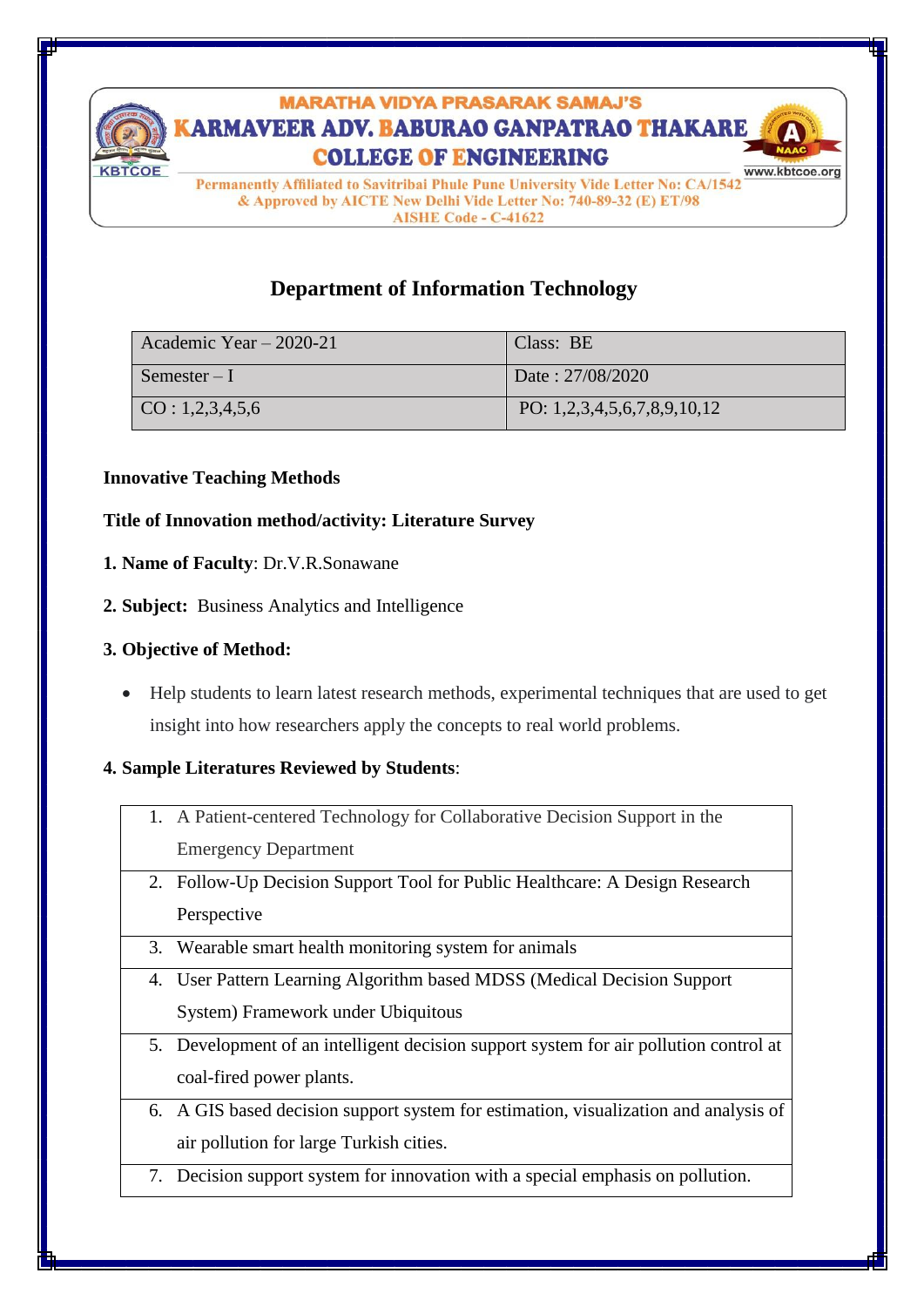MARATHA VIDYA PRASARAK SAMAJ'S
**KARMAVEER ADV. BABURAO GANPATRAO THAKARE COLLEGE OF ENGINEERING**

Permanently Affiliated to Savitribai Phule Pune University Vide Letter No: CA/1542 & Approved by AICTE New Delhi Vide Letter No: 740-89-32 (E) ET/98
AISHE Code - C-41622

www.kbtcoe.org

## Department of Information Technology

| Academic Year – 2020-21 | Class: BE |
|---|---|
| Semester – I | Date : 27/08/2020 |
| CO : 1,2,3,4,5,6 | PO: 1,2,3,4,5,6,7,8,9,10,12 |

**Innovative Teaching Methods**

**Title of Innovation method/activity: Literature Survey**

**1. Name of Faculty**: Dr.V.R.Sonawane

**2. Subject:** Business Analytics and Intelligence

**3. Objective of Method:**

- Help students to learn latest research methods, experimental techniques that are used to get insight into how researchers apply the concepts to real world problems.

**4. Sample Literatures Reviewed by Students**:

| |
|---|
| 1. A Patient-centered Technology for Collaborative Decision Support in the Emergency Department |
| 2. Follow-Up Decision Support Tool for Public Healthcare: A Design Research Perspective |
| 3. Wearable smart health monitoring system for animals |
| 4. User Pattern Learning Algorithm based MDSS (Medical Decision Support System) Framework under Ubiquitous |
| 5. Development of an intelligent decision support system for air pollution control at coal-fired power plants. |
| 6. A GIS based decision support system for estimation, visualization and analysis of air pollution for large Turkish cities. |
| 7. Decision support system for innovation with a special emphasis on pollution. |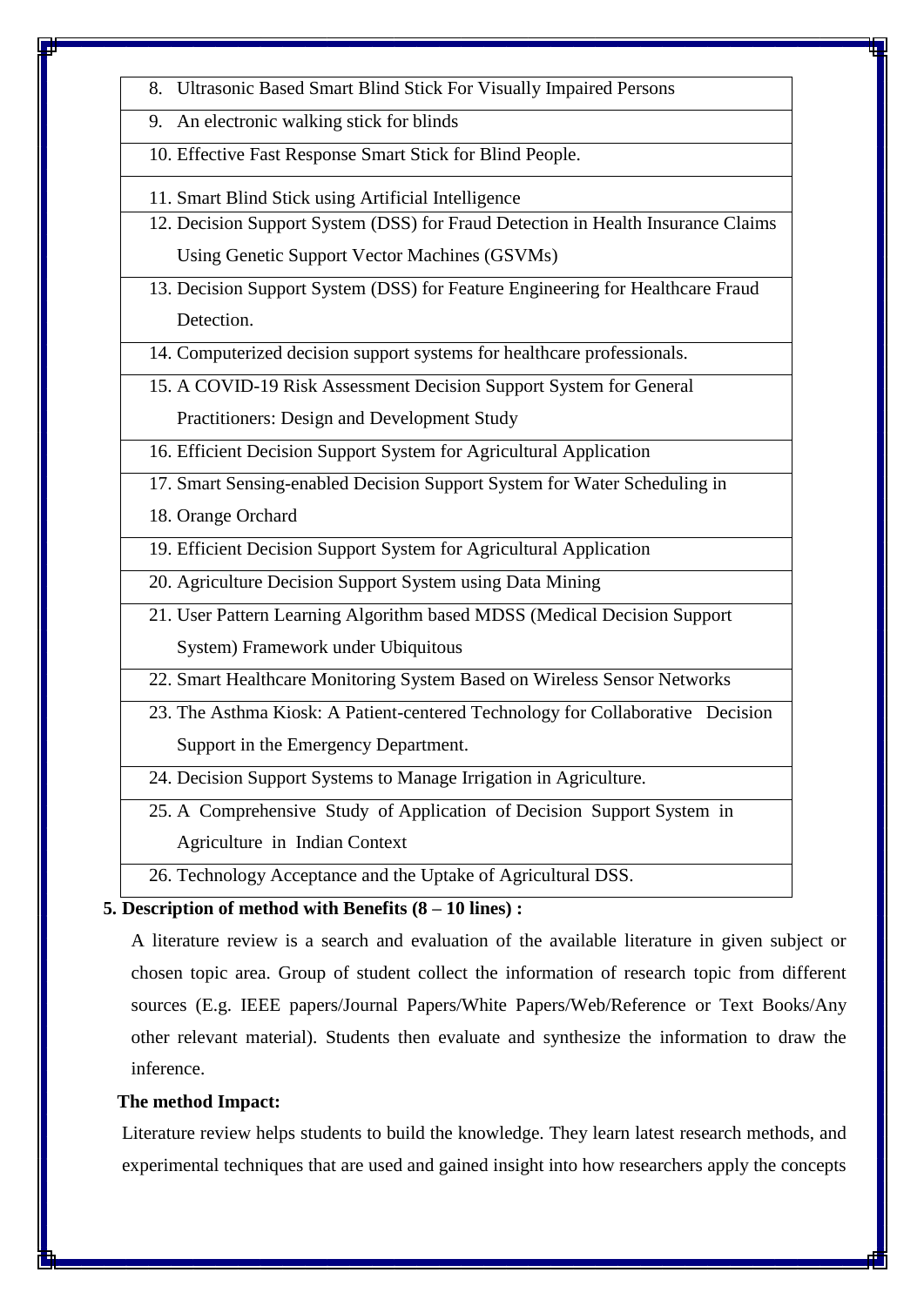| |
|---|
| 8. Ultrasonic Based Smart Blind Stick For Visually Impaired Persons |
| 9. An electronic walking stick for blinds |
| 10. Effective Fast Response Smart Stick for Blind People. |
| 11. Smart Blind Stick using Artificial Intelligence |
| 12. Decision Support System (DSS) for Fraud Detection in Health Insurance Claims Using Genetic Support Vector Machines (GSVMs) |
| 13. Decision Support System (DSS) for Feature Engineering for Healthcare Fraud Detection. |
| 14. Computerized decision support systems for healthcare professionals. |
| 15. A COVID-19 Risk Assessment Decision Support System for General Practitioners: Design and Development Study |
| 16. Efficient Decision Support System for Agricultural Application |
| 17. Smart Sensing-enabled Decision Support System for Water Scheduling in 18. Orange Orchard |
| 19. Efficient Decision Support System for Agricultural Application |
| 20. Agriculture Decision Support System using Data Mining |
| 21. User Pattern Learning Algorithm based MDSS (Medical Decision Support System) Framework under Ubiquitous |
| 22. Smart Healthcare Monitoring System Based on Wireless Sensor Networks |
| 23. The Asthma Kiosk: A Patient-centered Technology for Collaborative Decision Support in the Emergency Department. |
| 24. Decision Support Systems to Manage Irrigation in Agriculture. |
| 25. A Comprehensive Study of Application of Decision Support System in Agriculture in Indian Context |
| 26. Technology Acceptance and the Uptake of Agricultural DSS. |

**5. Description of method with Benefits (8 – 10 lines) :**

A literature review is a search and evaluation of the available literature in given subject or chosen topic area. Group of student collect the information of research topic from different sources (E.g. IEEE papers/Journal Papers/White Papers/Web/Reference or Text Books/Any other relevant material). Students then evaluate and synthesize the information to draw the inference.

**The method Impact:**

Literature review helps students to build the knowledge. They learn latest research methods, and experimental techniques that are used and gained insight into how researchers apply the concepts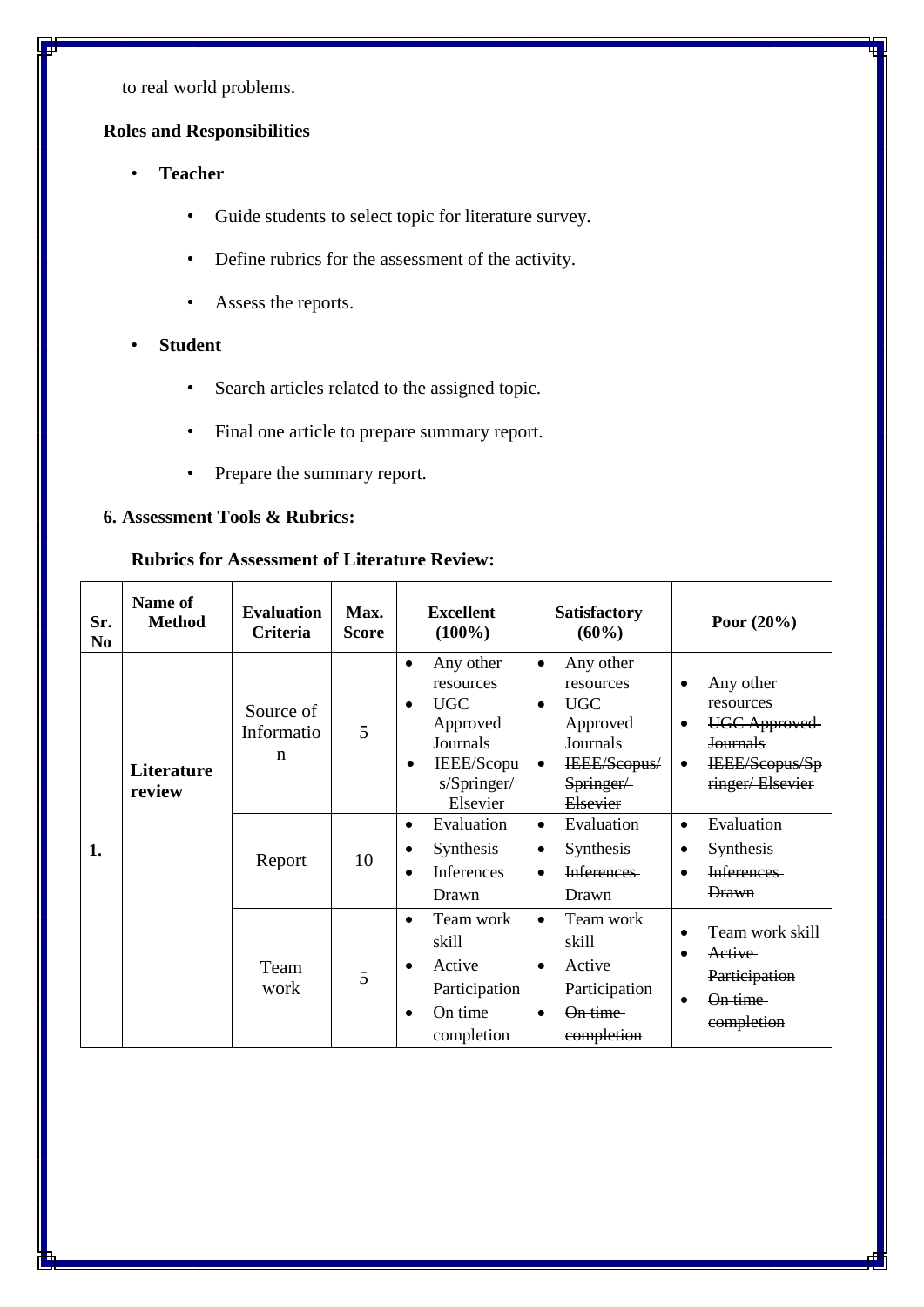to real world problems.

**Roles and Responsibilities**

- **Teacher**
  - Guide students to select topic for literature survey.
  - Define rubrics for the assessment of the activity.
  - Assess the reports.
- **Student**
  - Search articles related to the assigned topic.
  - Final one article to prepare summary report.
  - Prepare the summary report.

**6. Assessment Tools & Rubrics:**

**Rubrics for Assessment of Literature Review:**

| Sr. No | Name of Method | Evaluation Criteria | Max. Score | Excellent (100%) | Satisfactory (60%) | Poor (20%) |
|---|---|---|---|---|---|---|
| 1. | **Literature review** | Source of Information | 5 | • Any other resources<br>• UGC Approved Journals<br>• IEEE/Scopus/Springer/ Elsevier | • Any other resources<br>• UGC Approved Journals<br>• ~~IEEE/Scopus/ Springer/ Elsevier~~ | • Any other resources<br>• ~~UGC Approved Journals~~<br>• ~~IEEE/Scopus/Springer/ Elsevier~~ |
| | | Report | 10 | • Evaluation<br>• Synthesis<br>• Inferences Drawn | • Evaluation<br>• Synthesis<br>• ~~Inferences Drawn~~ | • Evaluation<br>• ~~Synthesis~~<br>• ~~Inferences Drawn~~ |
| | | Team work | 5 | • Team work skill<br>• Active Participation<br>• On time completion | • Team work skill<br>• Active Participation<br>• ~~On time completion~~ | • Team work skill<br>• ~~Active Participation~~<br>• ~~On time completion~~ |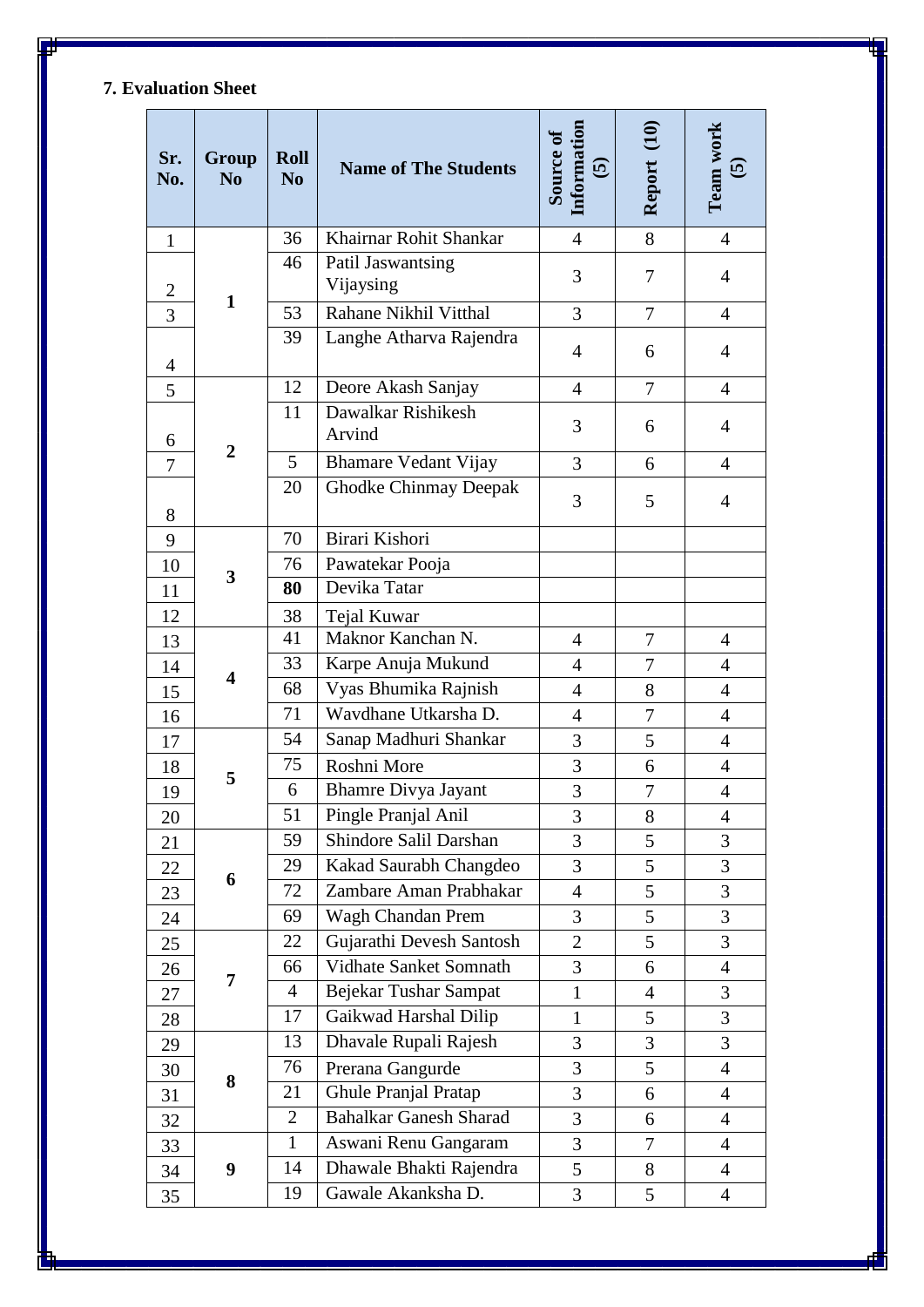### 7. Evaluation Sheet

| Sr. No. | Group No | Roll No | Name of The Students | Source of Information (5) | Report (10) | Team work (5) |
|---|---|---|---|---|---|---|
| 1 | 1 | 36 | Khairnar Rohit Shankar | 4 | 8 | 4 |
| 2 | | 46 | Patil Jaswantsing Vijaysing | 3 | 7 | 4 |
| 3 | | 53 | Rahane Nikhil Vitthal | 3 | 7 | 4 |
| 4 | | 39 | Langhe Atharva Rajendra | 4 | 6 | 4 |
| 5 | 2 | 12 | Deore Akash Sanjay | 4 | 7 | 4 |
| 6 | | 11 | Dawalkar Rishikesh Arvind | 3 | 6 | 4 |
| 7 | | 5 | Bhamare Vedant Vijay | 3 | 6 | 4 |
| 8 | | 20 | Ghodke Chinmay Deepak | 3 | 5 | 4 |
| 9 | 3 | 70 | Birari Kishori | | | |
| 10 | | 76 | Pawatekar Pooja | | | |
| 11 | | **80** | Devika Tatar | | | |
| 12 | | 38 | Tejal Kuwar | | | |
| 13 | 4 | 41 | Maknor Kanchan N. | 4 | 7 | 4 |
| 14 | | 33 | Karpe Anuja Mukund | 4 | 7 | 4 |
| 15 | | 68 | Vyas Bhumika Rajnish | 4 | 8 | 4 |
| 16 | | 71 | Wavdhane Utkarsha D. | 4 | 7 | 4 |
| 17 | 5 | 54 | Sanap Madhuri Shankar | 3 | 5 | 4 |
| 18 | | 75 | Roshni More | 3 | 6 | 4 |
| 19 | | 6 | Bhamre Divya Jayant | 3 | 7 | 4 |
| 20 | | 51 | Pingle Pranjal Anil | 3 | 8 | 4 |
| 21 | 6 | 59 | Shindore Salil Darshan | 3 | 5 | 3 |
| 22 | | 29 | Kakad Saurabh Changdeo | 3 | 5 | 3 |
| 23 | | 72 | Zambare Aman Prabhakar | 4 | 5 | 3 |
| 24 | | 69 | Wagh Chandan Prem | 3 | 5 | 3 |
| 25 | 7 | 22 | Gujarathi Devesh Santosh | 2 | 5 | 3 |
| 26 | | 66 | Vidhate Sanket Somnath | 3 | 6 | 4 |
| 27 | | 4 | Bejekar Tushar Sampat | 1 | 4 | 3 |
| 28 | | 17 | Gaikwad Harshal Dilip | 1 | 5 | 3 |
| 29 | 8 | 13 | Dhavale Rupali Rajesh | 3 | 3 | 3 |
| 30 | | 76 | Prerana Gangurde | 3 | 5 | 4 |
| 31 | | 21 | Ghule Pranjal Pratap | 3 | 6 | 4 |
| 32 | | 2 | Bahalkar Ganesh Sharad | 3 | 6 | 4 |
| 33 | 9 | 1 | Aswani Renu Gangaram | 3 | 7 | 4 |
| 34 | | 14 | Dhawale Bhakti Rajendra | 5 | 8 | 4 |
| 35 | | 19 | Gawale Akanksha D. | 3 | 5 | 4 |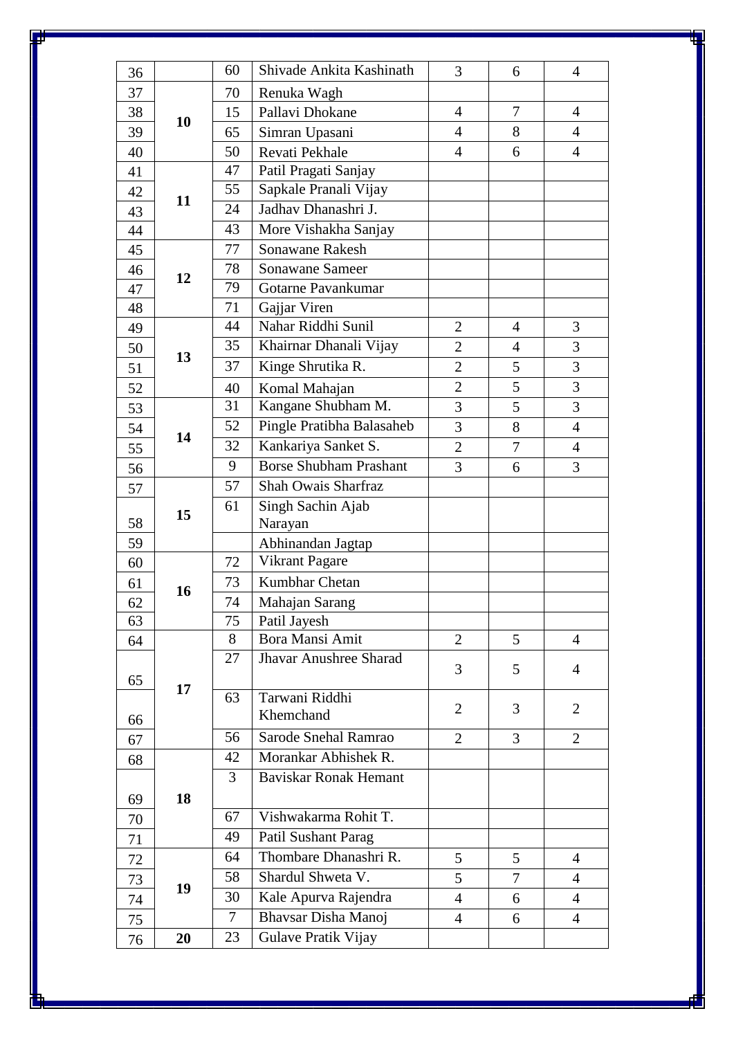| | | | | | | |
|---|---|---|---|---|---|---|
| 36 | | 60 | Shivade Ankita Kashinath | 3 | 6 | 4 |
| 37 | 10 | 70 | Renuka Wagh | | | |
| 38 | | 15 | Pallavi Dhokane | 4 | 7 | 4 |
| 39 | | 65 | Simran Upasani | 4 | 8 | 4 |
| 40 | | 50 | Revati Pekhale | 4 | 6 | 4 |
| 41 | 11 | 47 | Patil Pragati Sanjay | | | |
| 42 | | 55 | Sapkale Pranali Vijay | | | |
| 43 | | 24 | Jadhav Dhanashri J. | | | |
| 44 | | 43 | More Vishakha Sanjay | | | |
| 45 | 12 | 77 | Sonawane Rakesh | | | |
| 46 | | 78 | Sonawane Sameer | | | |
| 47 | | 79 | Gotarne Pavankumar | | | |
| 48 | | 71 | Gajjar Viren | | | |
| 49 | 13 | 44 | Nahar Riddhi Sunil | 2 | 4 | 3 |
| 50 | | 35 | Khairnar Dhanali Vijay | 2 | 4 | 3 |
| 51 | | 37 | Kinge Shrutika R. | 2 | 5 | 3 |
| 52 | | 40 | Komal Mahajan | 2 | 5 | 3 |
| 53 | 14 | 31 | Kangane Shubham M. | 3 | 5 | 3 |
| 54 | | 52 | Pingle Pratibha Balasaheb | 3 | 8 | 4 |
| 55 | | 32 | Kankariya Sanket S. | 2 | 7 | 4 |
| 56 | | 9 | Borse Shubham Prashant | 3 | 6 | 3 |
| 57 | 15 | 57 | Shah Owais Sharfraz | | | |
| 58 | | 61 | Singh Sachin Ajab Narayan | | | |
| 59 | | | Abhinandan Jagtap | | | |
| 60 | 16 | 72 | Vikrant Pagare | | | |
| 61 | | 73 | Kumbhar Chetan | | | |
| 62 | | 74 | Mahajan Sarang | | | |
| 63 | | 75 | Patil Jayesh | | | |
| 64 | 17 | 8 | Bora Mansi Amit | 2 | 5 | 4 |
| 65 | | 27 | Jhavar Anushree Sharad | 3 | 5 | 4 |
| 66 | | 63 | Tarwani Riddhi Khemchand | 2 | 3 | 2 |
| 67 | | 56 | Sarode Snehal Ramrao | 2 | 3 | 2 |
| 68 | 18 | 42 | Morankar Abhishek R. | | | |
| 69 | | 3 | Baviskar Ronak Hemant | | | |
| 70 | | 67 | Vishwakarma Rohit T. | | | |
| 71 | | 49 | Patil Sushant Parag | | | |
| 72 | 19 | 64 | Thombare Dhanashri R. | 5 | 5 | 4 |
| 73 | | 58 | Shardul Shweta V. | 5 | 7 | 4 |
| 74 | | 30 | Kale Apurva Rajendra | 4 | 6 | 4 |
| 75 | | 7 | Bhavsar Disha Manoj | 4 | 6 | 4 |
| 76 | 20 | 23 | Gulave Pratik Vijay | | | |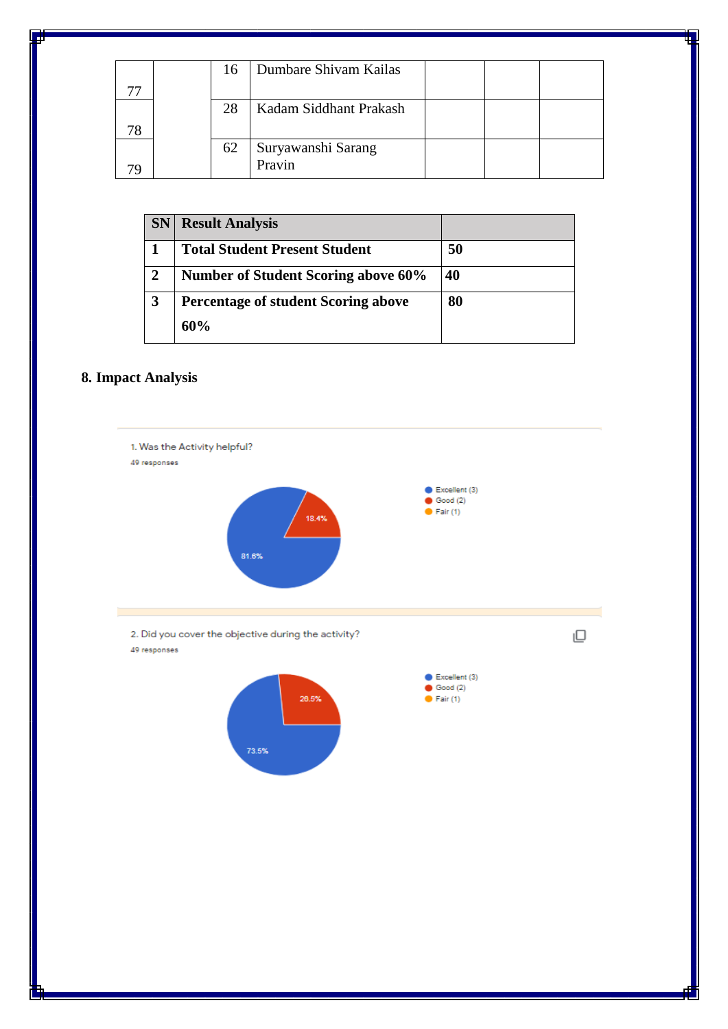| 77 | | 16 | Dumbare Shivam Kailas | | | |
|---|---|---|---|---|---|---|
| 78 | | 28 | Kadam Siddhant Prakash | | | |
| 79 | | 62 | Suryawanshi Sarang Pravin | | | |

| SN | Result Analysis | |
|---|---|---|
| 1 | Total Student Present Student | 50 |
| 2 | Number of Student Scoring above 60% | 40 |
| 3 | Percentage of student Scoring above 60% | 80 |

**8. Impact Analysis**

1. Was the Activity helpful?

49 responses

- Excellent (3)
- Good (2)
- Fair (1)

81.6%

18.4%

2. Did you cover the objective during the activity?

49 responses

- Excellent (3)
- Good (2)
- Fair (1)

73.5%

26.5%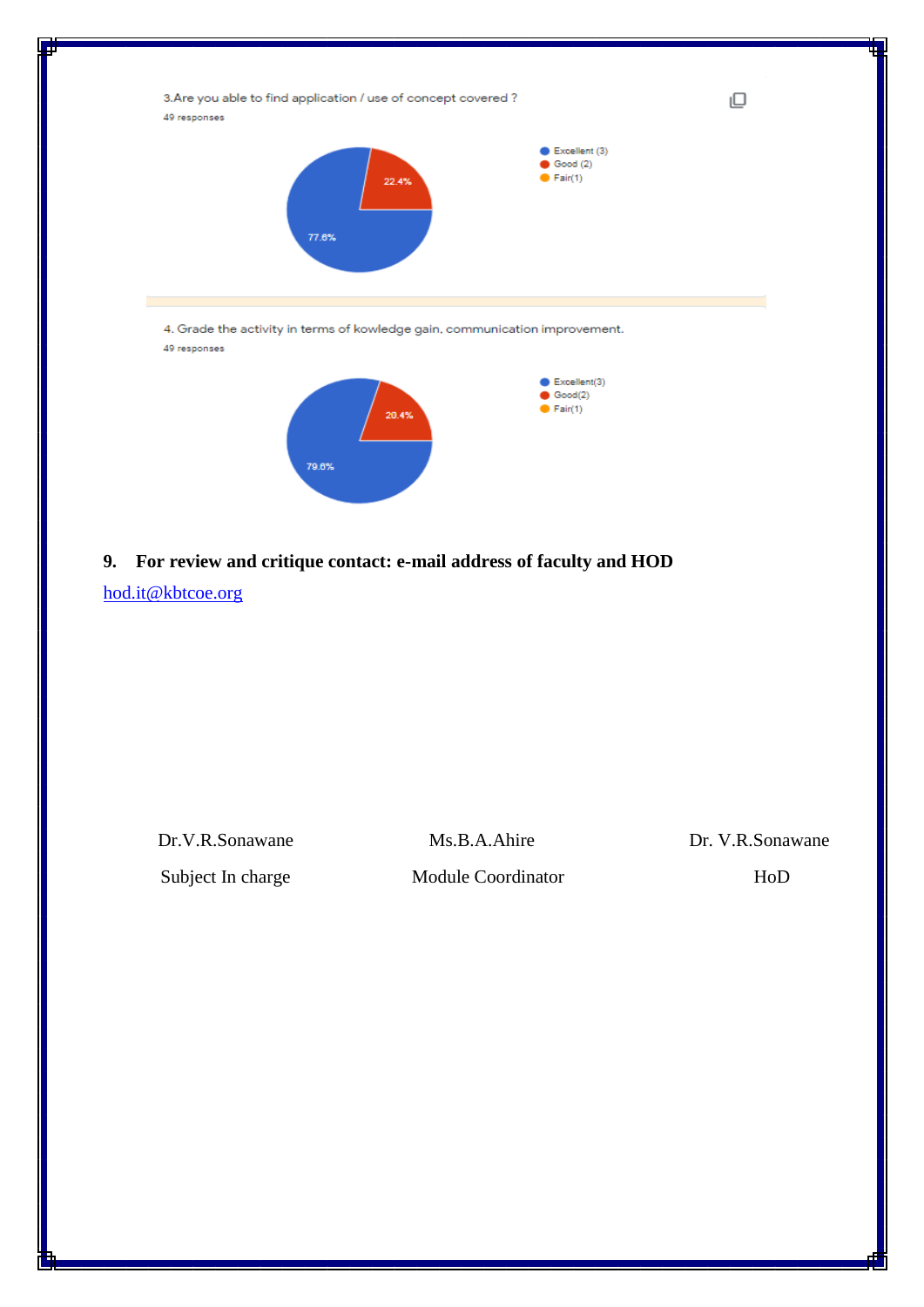3.Are you able to find application / use of concept covered ?

49 responses

22.4%

77.6%

Excellent (3)
Good (2)
Fair(1)

4. Grade the activity in terms of kowledge gain, communication improvement.

49 responses

20.4%

79.6%

Excellent(3)
Good(2)
Fair(1)

**9. For review and critique contact: e-mail address of faculty and HOD**

hod.it@kbtcoe.org

| | | |
|---|---|---|
| Dr.V.R.Sonawane | Ms.B.A.Ahire | Dr. V.R.Sonawane |
| Subject In charge | Module Coordinator | HoD |